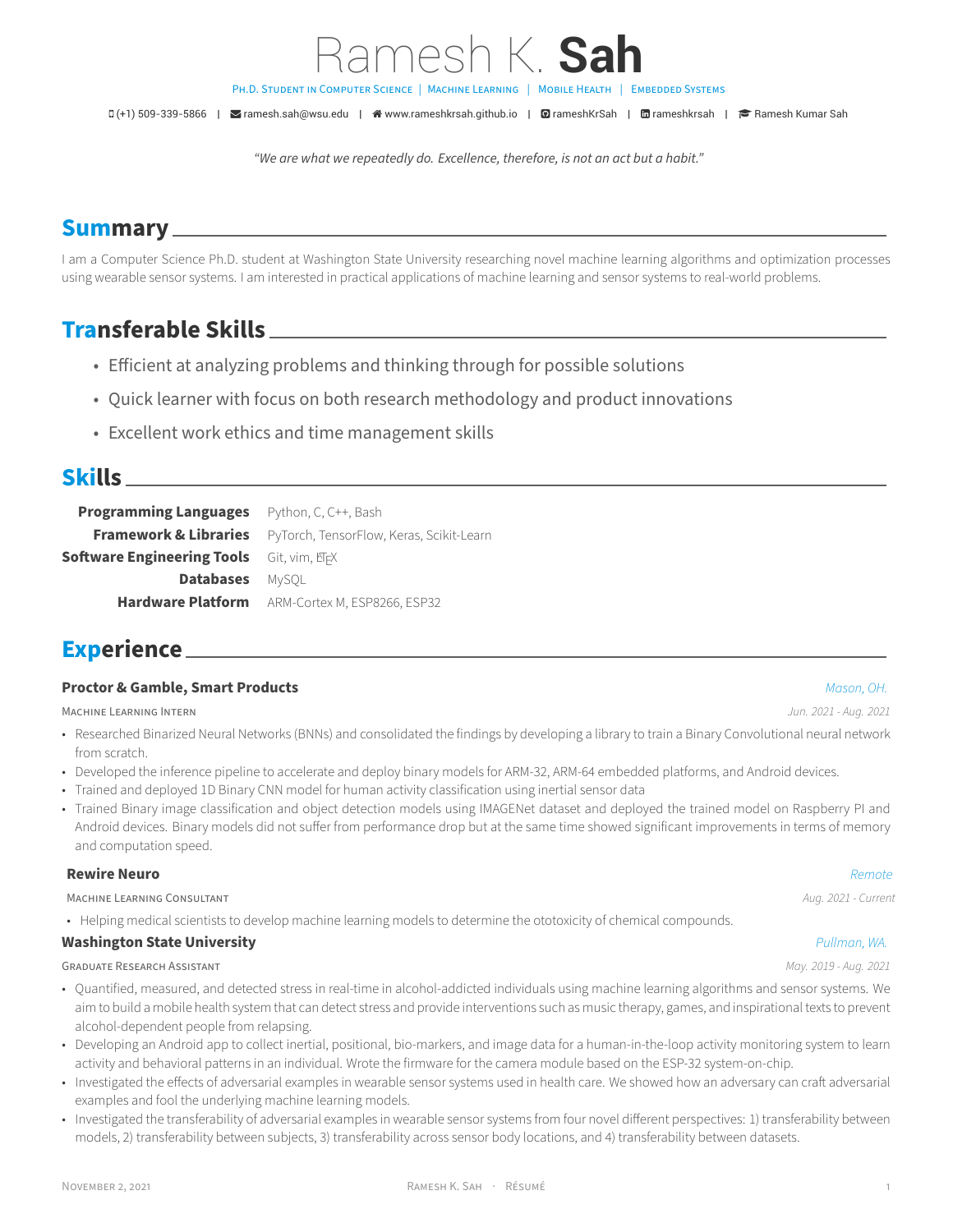# Ramesh K. **Sah**

Ph.D. Student in Computer Science | Machine Learning | Mobile Health | Embedded Systems

(+1) 509-339-5866 | ramesh.sah@wsu.edu | www.rameshkrsah.github.io | rameshKrSah | rameshkrsah | Ramesh Kumar Sah

*"We are what we repeatedly do. Excellence, therefore, is not an act but a habit."*

## Summary

I am a Computer Science Ph.D. student at Washington State University researching novel machine learning algorithms and optimization processes using wearable sensor systems. I am interested in practical applications of machine learning and sensor systems to real-world problems.

## Transferable Skills

- Efficient at analyzing problems and thinking through for possible solutions
- Quick learner with focus on both research methodology and product innovations
- Excellent work ethics and time management skills

## Skills

| | |
|---|---|
| **Programming Languages** | Python, C, C++, Bash |
| **Framework & Libraries** | PyTorch, TensorFlow, Keras, Scikit-Learn |
| **Software Engineering Tools** | Git, vim, LaTeX |
| **Databases** | MySQL |
| **Hardware Platform** | ARM-Cortex M, ESP8266, ESP32 |

## Experience

### Proctor & Gamble, Smart Products
*Mason, OH.*

Machine Learning Intern — *Jun. 2021 - Aug. 2021*

- Researched Binarized Neural Networks (BNNs) and consolidated the findings by developing a library to train a Binary Convolutional neural network from scratch.
- Developed the inference pipeline to accelerate and deploy binary models for ARM-32, ARM-64 embedded platforms, and Android devices.
- Trained and deployed 1D Binary CNN model for human activity classification using inertial sensor data
- Trained Binary image classification and object detection models using IMAGENet dataset and deployed the trained model on Raspberry PI and Android devices. Binary models did not suffer from performance drop but at the same time showed significant improvements in terms of memory and computation speed.

### Rewire Neuro
*Remote*

Machine Learning Consultant — *Aug. 2021 - Current*

- Helping medical scientists to develop machine learning models to determine the ototoxicity of chemical compounds.

### Washington State University
*Pullman, WA.*

Graduate Research Assistant — *May. 2019 - Aug. 2021*

- Quantified, measured, and detected stress in real-time in alcohol-addicted individuals using machine learning algorithms and sensor systems. We aim to build a mobile health system that can detect stress and provide interventions such as music therapy, games, and inspirational texts to prevent alcohol-dependent people from relapsing.
- Developing an Android app to collect inertial, positional, bio-markers, and image data for a human-in-the-loop activity monitoring system to learn activity and behavioral patterns in an individual. Wrote the firmware for the camera module based on the ESP-32 system-on-chip.
- Investigated the effects of adversarial examples in wearable sensor systems used in health care. We showed how an adversary can craft adversarial examples and fool the underlying machine learning models.
- Investigated the transferability of adversarial examples in wearable sensor systems from four novel different perspectives: 1) transferability between models, 2) transferability between subjects, 3) transferability across sensor body locations, and 4) transferability between datasets.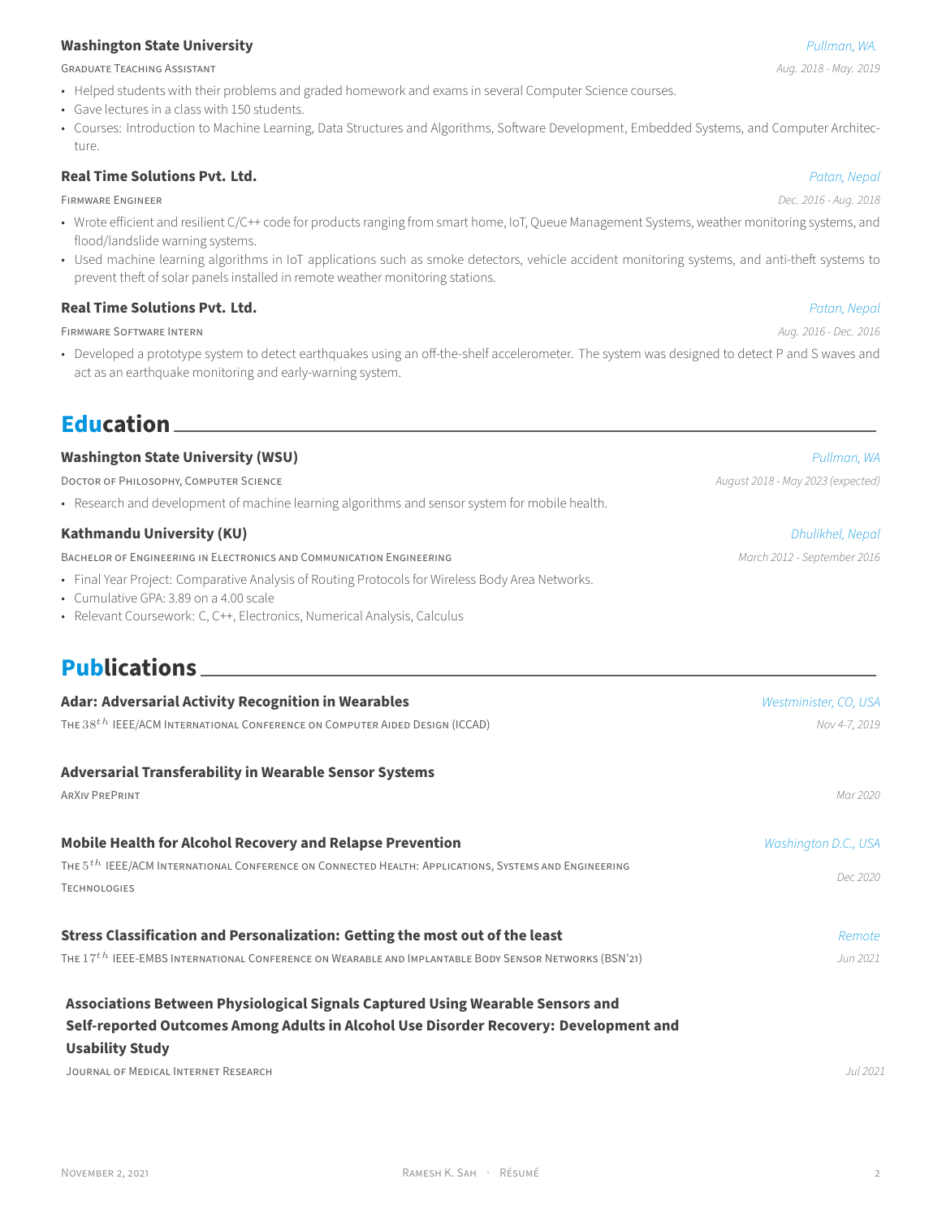**Washington State University** *Pullman, WA.*

Graduate Teaching Assistant *Aug. 2018 - May. 2019*

- Helped students with their problems and graded homework and exams in several Computer Science courses.
- Gave lectures in a class with 150 students.
- Courses: Introduction to Machine Learning, Data Structures and Algorithms, Software Development, Embedded Systems, and Computer Architecture.

**Real Time Solutions Pvt. Ltd.** *Patan, Nepal*

Firmware Engineer *Dec. 2016 - Aug. 2018*

- Wrote efficient and resilient C/C++ code for products ranging from smart home, IoT, Queue Management Systems, weather monitoring systems, and flood/landslide warning systems.
- Used machine learning algorithms in IoT applications such as smoke detectors, vehicle accident monitoring systems, and anti-theft systems to prevent theft of solar panels installed in remote weather monitoring stations.

**Real Time Solutions Pvt. Ltd.** *Patan, Nepal*

Firmware Software Intern *Aug. 2016 - Dec. 2016*

- Developed a prototype system to detect earthquakes using an off-the-shelf accelerometer. The system was designed to detect P and S waves and act as an earthquake monitoring and early-warning system.

## Education

**Washington State University (WSU)** *Pullman, WA*

Doctor of Philosophy, Computer Science *August 2018 - May 2023 (expected)*

- Research and development of machine learning algorithms and sensor system for mobile health.

**Kathmandu University (KU)** *Dhulikhel, Nepal*

Bachelor of Engineering in Electronics and Communication Engineering *March 2012 - September 2016*

- Final Year Project: Comparative Analysis of Routing Protocols for Wireless Body Area Networks.
- Cumulative GPA: 3.89 on a 4.00 scale
- Relevant Coursework: C, C++, Electronics, Numerical Analysis, Calculus

## Publications

**Adar: Adversarial Activity Recognition in Wearables** *Westminister, CO, USA*

The $38^{th}$ IEEE/ACM International Conference on Computer Aided Design (ICCAD) *Nov 4-7, 2019*

**Adversarial Transferability in Wearable Sensor Systems**

ArXiv PrePrint *Mar 2020*

**Mobile Health for Alcohol Recovery and Relapse Prevention** *Washington D.C., USA*

The $5^{th}$ IEEE/ACM International Conference on Connected Health: Applications, Systems and Engineering Technologies *Dec 2020*

**Stress Classification and Personalization: Getting the most out of the least** *Remote*

The $17^{th}$ IEEE-EMBS International Conference on Wearable and Implantable Body Sensor Networks (BSN'21) *Jun 2021*

**Associations Between Physiological Signals Captured Using Wearable Sensors and Self-reported Outcomes Among Adults in Alcohol Use Disorder Recovery: Development and Usability Study**

Journal of Medical Internet Research *Jul 2021*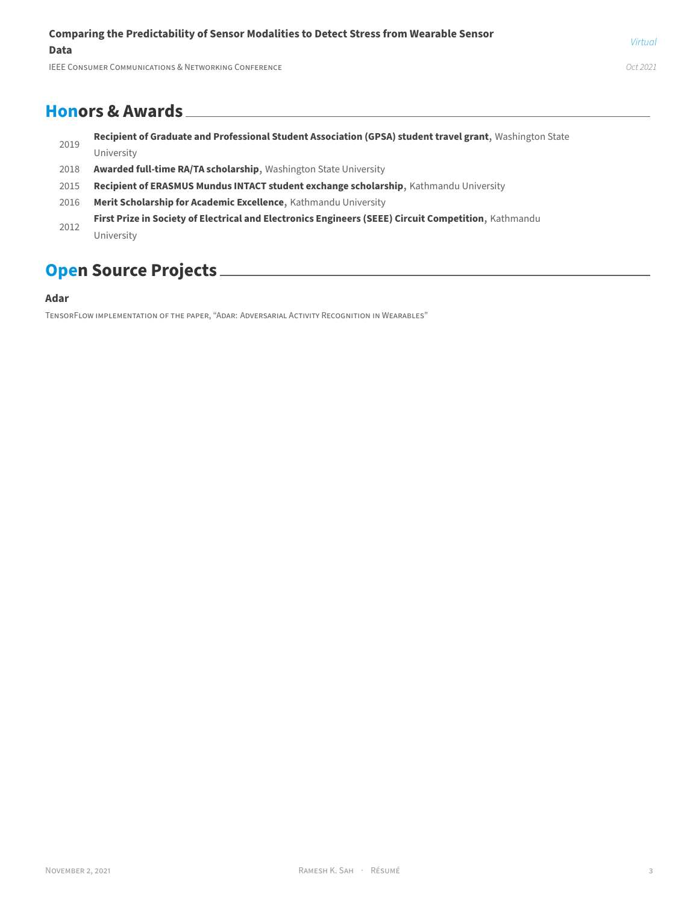**Comparing the Predictability of Sensor Modalities to Detect Stress from Wearable Sensor Data**

IEEE Consumer Communications & Networking Conference

*Virtual*

*Oct 2021*

## Honors & Awards

- 2019 **Recipient of Graduate and Professional Student Association (GPSA) student travel grant**, Washington State University
- 2018 **Awarded full-time RA/TA scholarship**, Washington State University
- 2015 **Recipient of ERASMUS Mundus INTACT student exchange scholarship**, Kathmandu University
- 2016 **Merit Scholarship for Academic Excellence**, Kathmandu University
- 2012 **First Prize in Society of Electrical and Electronics Engineers (SEEE) Circuit Competition**, Kathmandu University

## Open Source Projects

**Adar**

TensorFlow implementation of the paper, "Adar: Adversarial Activity Recognition in Wearables"